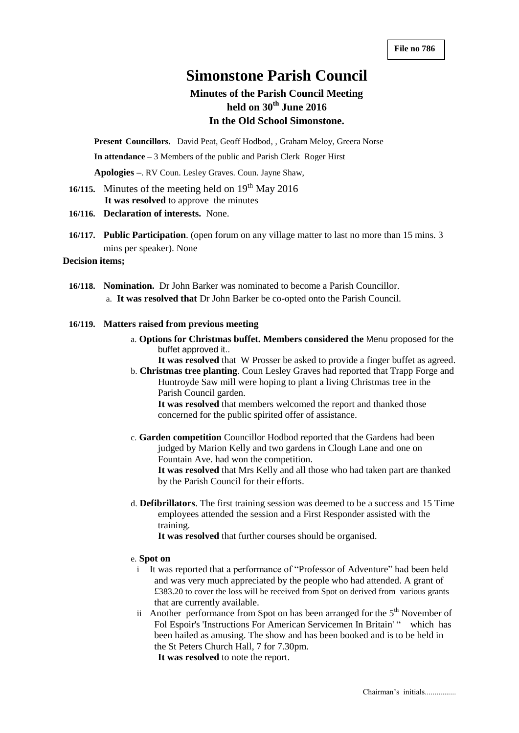File no 786

# Simonstone Parish Council

## Minutes of the Parish Council Meeting held on 30th June 2016 In the Old School Simonstone.

**Present Councillors.** David Peat, Geoff Hodbod, , Graham Meloy, Greera Norse

**In attendance –** 3 Members of the public and Parish Clerk Roger Hirst

**Apologies –**. RV Coun. Lesley Graves. Coun. Jayne Shaw,

**16/115.** Minutes of the meeting held on 19th May 2016
**It was resolved** to approve the minutes

**16/116. Declaration of interests.** None.

**16/117. Public Participation**. (open forum on any village matter to last no more than 15 mins. 3 mins per speaker). None

**Decision items;**

**16/118. Nomination.** Dr John Barker was nominated to become a Parish Councillor.

a. **It was resolved that** Dr John Barker be co-opted onto the Parish Council.

**16/119. Matters raised from previous meeting**

a. **Options for Christmas buffet. Members considered the** Menu proposed for the buffet approved it..
**It was resolved** that W Prosser be asked to provide a finger buffet as agreed.

b. **Christmas tree planting**. Coun Lesley Graves had reported that Trapp Forge and Huntroyde Saw mill were hoping to plant a living Christmas tree in the Parish Council garden.
**It was resolved** that members welcomed the report and thanked those concerned for the public spirited offer of assistance.

c. **Garden competition** Councillor Hodbod reported that the Gardens had been judged by Marion Kelly and two gardens in Clough Lane and one on Fountain Ave. had won the competition.
**It was resolved** that Mrs Kelly and all those who had taken part are thanked by the Parish Council for their efforts.

d. **Defibrillators**. The first training session was deemed to be a success and 15 Time employees attended the session and a First Responder assisted with the training.
**It was resolved** that further courses should be organised.

e. **Spot on**

i It was reported that a performance of "Professor of Adventure" had been held and was very much appreciated by the people who had attended. A grant of £383.20 to cover the loss will be received from Spot on derived from various grants that are currently available.

ii Another performance from Spot on has been arranged for the 5th November of Fol Espoir's 'Instructions For American Servicemen In Britain' " which has been hailed as amusing. The show and has been booked and is to be held in the St Peters Church Hall, 7 for 7.30pm.
**It was resolved** to note the report.

Chairman's initials................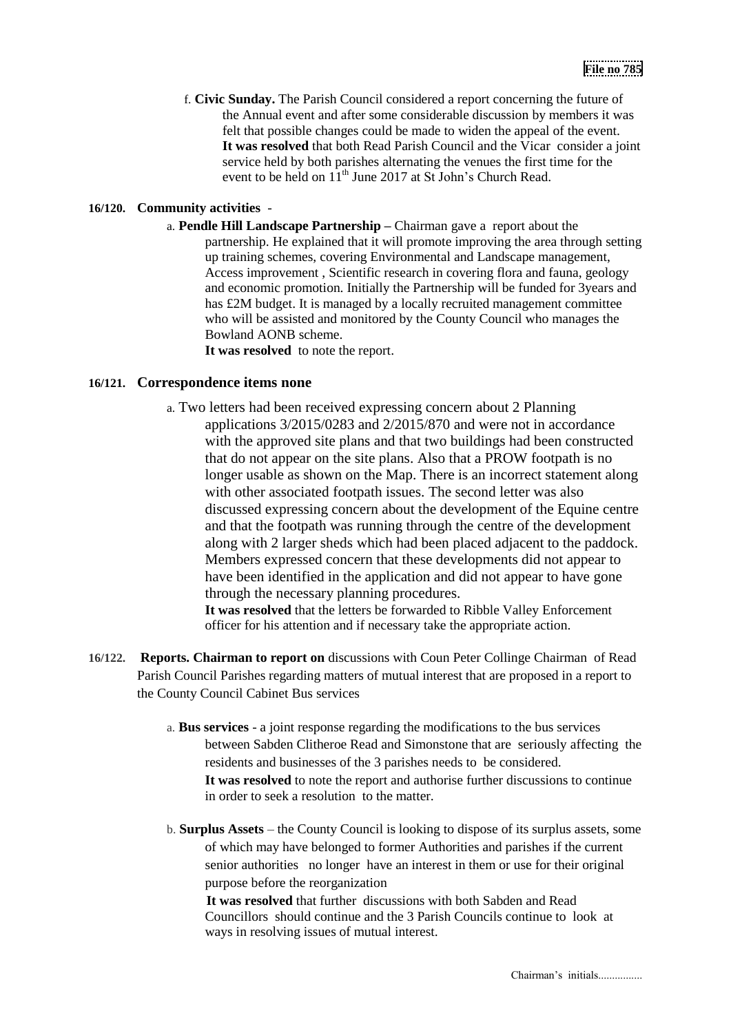f. **Civic Sunday.** The Parish Council considered a report concerning the future of the Annual event and after some considerable discussion by members it was felt that possible changes could be made to widen the appeal of the event. **It was resolved** that both Read Parish Council and the Vicar consider a joint service held by both parishes alternating the venues the first time for the event to be held on 11th June 2017 at St John's Church Read.

**16/120. Community activities** -

a. **Pendle Hill Landscape Partnership –** Chairman gave a report about the partnership. He explained that it will promote improving the area through setting up training schemes, covering Environmental and Landscape management, Access improvement , Scientific research in covering flora and fauna, geology and economic promotion. Initially the Partnership will be funded for 3years and has £2M budget. It is managed by a locally recruited management committee who will be assisted and monitored by the County Council who manages the Bowland AONB scheme.
**It was resolved** to note the report.

**16/121. Correspondence items none**

a. Two letters had been received expressing concern about 2 Planning applications 3/2015/0283 and 2/2015/870 and were not in accordance with the approved site plans and that two buildings had been constructed that do not appear on the site plans. Also that a PROW footpath is no longer usable as shown on the Map. There is an incorrect statement along with other associated footpath issues. The second letter was also discussed expressing concern about the development of the Equine centre and that the footpath was running through the centre of the development along with 2 larger sheds which had been placed adjacent to the paddock. Members expressed concern that these developments did not appear to have been identified in the application and did not appear to have gone through the necessary planning procedures.
**It was resolved** that the letters be forwarded to Ribble Valley Enforcement officer for his attention and if necessary take the appropriate action.

**16/122. Reports. Chairman to report on** discussions with Coun Peter Collinge Chairman of Read Parish Council Parishes regarding matters of mutual interest that are proposed in a report to the County Council Cabinet Bus services

a. **Bus services** - a joint response regarding the modifications to the bus services between Sabden Clitheroe Read and Simonstone that are seriously affecting the residents and businesses of the 3 parishes needs to be considered.
**It was resolved** to note the report and authorise further discussions to continue in order to seek a resolution to the matter.

b. **Surplus Assets** – the County Council is looking to dispose of its surplus assets, some of which may have belonged to former Authorities and parishes if the current senior authorities no longer have an interest in them or use for their original purpose before the reorganization
**It was resolved** that further discussions with both Sabden and Read Councillors should continue and the 3 Parish Councils continue to look at ways in resolving issues of mutual interest.

Chairman's initials................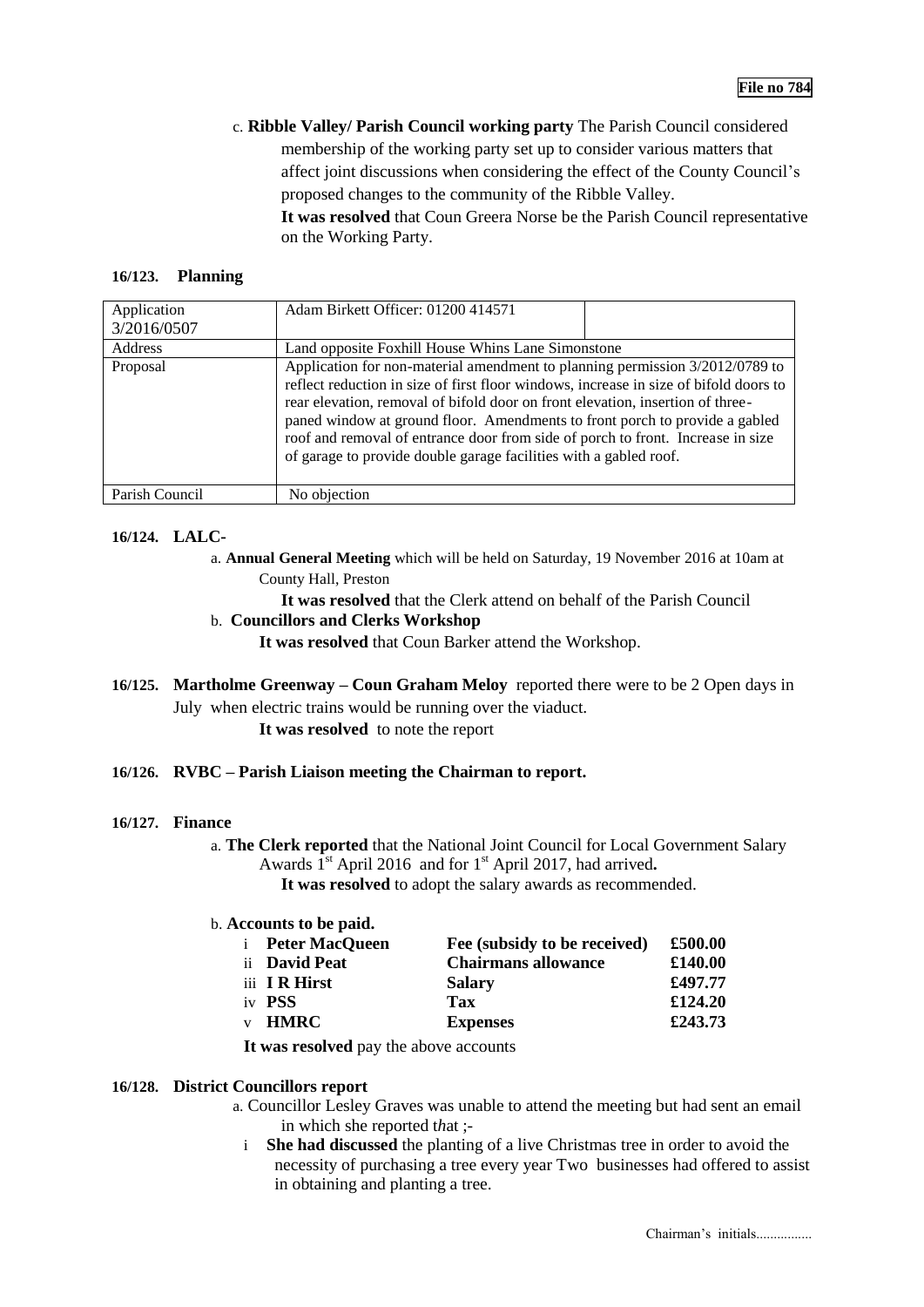**File no 784**

c. **Ribble Valley/ Parish Council working party** The Parish Council considered membership of the working party set up to consider various matters that affect joint discussions when considering the effect of the County Council's proposed changes to the community of the Ribble Valley.
**It was resolved** that Coun Greera Norse be the Parish Council representative on the Working Party.

**16/123. Planning**

| Application 3/2016/0507 | Adam Birkett Officer: 01200 414571 | |
|---|---|---|
| Address | Land opposite Foxhill House Whins Lane Simonstone | |
| Proposal | Application for non-material amendment to planning permission 3/2012/0789 to reflect reduction in size of first floor windows, increase in size of bifold doors to rear elevation, removal of bifold door on front elevation, insertion of three-paned window at ground floor. Amendments to front porch to provide a gabled roof and removal of entrance door from side of porch to front. Increase in size of garage to provide double garage facilities with a gabled roof. | |
| Parish Council | No objection | |

**16/124. LALC-**

a. **Annual General Meeting** which will be held on Saturday, 19 November 2016 at 10am at County Hall, Preston
**It was resolved** that the Clerk attend on behalf of the Parish Council

b. **Councillors and Clerks Workshop**
**It was resolved** that Coun Barker attend the Workshop.

**16/125. Martholme Greenway – Coun Graham Meloy** reported there were to be 2 Open days in July when electric trains would be running over the viaduct.
**It was resolved** to note the report

**16/126. RVBC – Parish Liaison meeting the Chairman to report.**

**16/127. Finance**

a. **The Clerk reported** that the National Joint Council for Local Government Salary Awards 1st April 2016 and for 1st April 2017, had arrived**.**
**It was resolved** to adopt the salary awards as recommended.

b. **Accounts to be paid.**

| | | |
|---|---|---|
| i **Peter MacQueen** | **Fee (subsidy to be received)** | **£500.00** |
| ii **David Peat** | **Chairmans allowance** | **£140.00** |
| iii **I R Hirst** | **Salary** | **£497.77** |
| iv **PSS** | **Tax** | **£124.20** |
| v **HMRC** | **Expenses** | **£243.73** |

**It was resolved** pay the above accounts

**16/128. District Councillors report**

a. Councillor Lesley Graves was unable to attend the meeting but had sent an email in which she reported t*h*at ;-

i **She had discussed** the planting of a live Christmas tree in order to avoid the necessity of purchasing a tree every year Two businesses had offered to assist in obtaining and planting a tree.

Chairman's initials................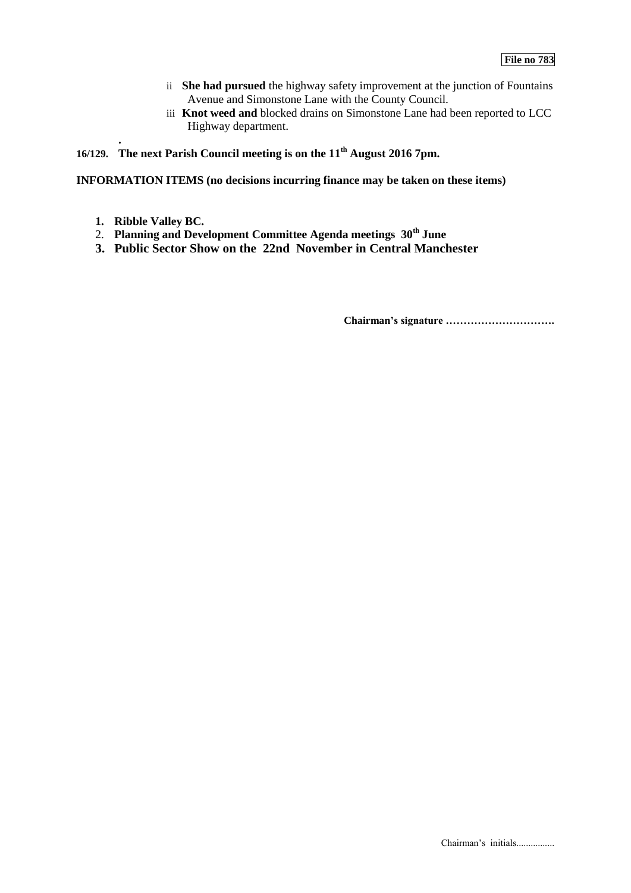**File no 783**

ii **She had pursued** the highway safety improvement at the junction of Fountains Avenue and Simonstone Lane with the County Council.

iii **Knot weed and** blocked drains on Simonstone Lane had been reported to LCC Highway department.

.

**16/129. The next Parish Council meeting is on the 11th August 2016 7pm.**

**INFORMATION ITEMS (no decisions incurring finance may be taken on these items)**

1. **Ribble Valley BC.**
2. **Planning and Development Committee Agenda meetings 30th June**
3. **Public Sector Show on the 22nd November in Central Manchester**

**Chairman's signature ………………………….**

Chairman's initials................